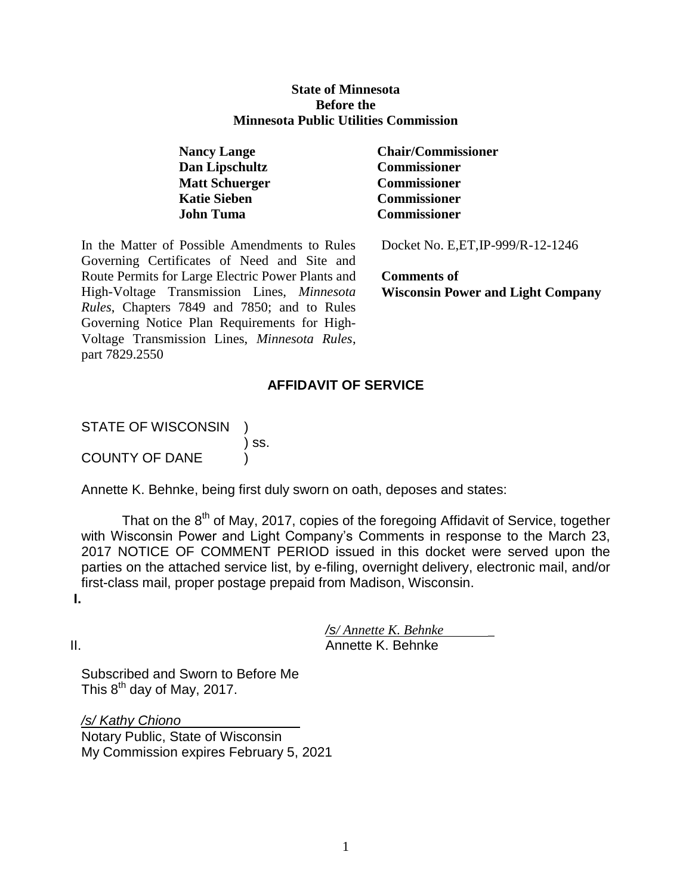**State of Minnesota**
**Before the**
**Minnesota Public Utilities Commission**

| | |
|---|---|
| **Nancy Lange** | **Chair/Commissioner** |
| **Dan Lipschultz** | **Commissioner** |
| **Matt Schuerger** | **Commissioner** |
| **Katie Sieben** | **Commissioner** |
| **John Tuma** | **Commissioner** |

| | |
|---|---|
| In the Matter of Possible Amendments to Rules Governing Certificates of Need and Site and Route Permits for Large Electric Power Plants and High-Voltage Transmission Lines, *Minnesota Rules*, Chapters 7849 and 7850; and to Rules Governing Notice Plan Requirements for High-Voltage Transmission Lines, *Minnesota Rules*, part 7829.2550 | Docket No. E,ET,IP-999/R-12-1246<br><br>**Comments of**<br>**Wisconsin Power and Light Company** |

## AFFIDAVIT OF SERVICE

STATE OF WISCONSIN )
) ss.
COUNTY OF DANE )

Annette K. Behnke, being first duly sworn on oath, deposes and states:

That on the 8th of May, 2017, copies of the foregoing Affidavit of Service, together with Wisconsin Power and Light Company's Comments in response to the March 23, 2017 NOTICE OF COMMENT PERIOD issued in this docket were served upon the parties on the attached service list, by e-filing, overnight delivery, electronic mail, and/or first-class mail, proper postage prepaid from Madison, Wisconsin.

**I.**

*/s/ Annette K. Behnke*
II. Annette K. Behnke

Subscribed and Sworn to Before Me
This 8th day of May, 2017.

*/s/ Kathy Chiono*
Notary Public, State of Wisconsin
My Commission expires February 5, 2021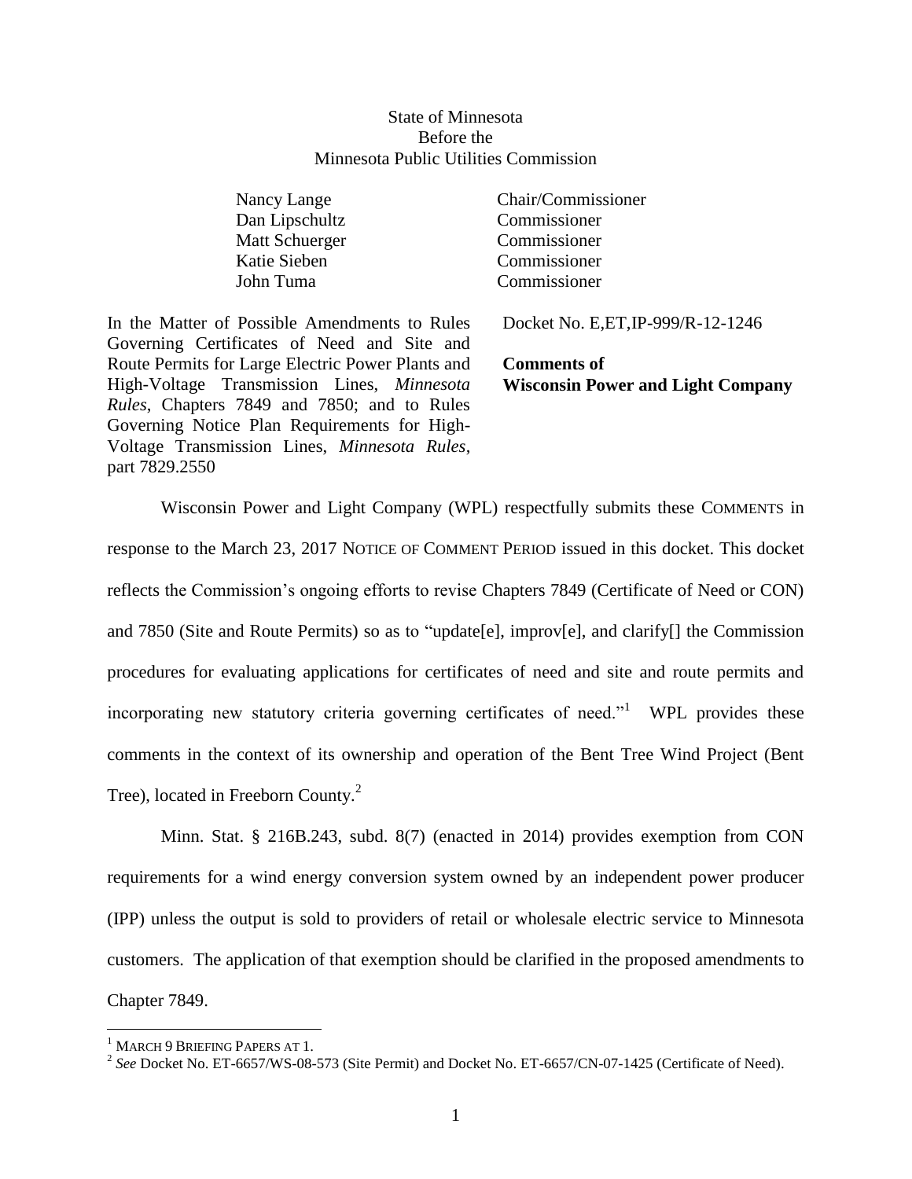State of Minnesota
Before the
Minnesota Public Utilities Commission

| | |
|---|---|
| Nancy Lange | Chair/Commissioner |
| Dan Lipschultz | Commissioner |
| Matt Schuerger | Commissioner |
| Katie Sieben | Commissioner |
| John Tuma | Commissioner |

In the Matter of Possible Amendments to Rules Governing Certificates of Need and Site and Route Permits for Large Electric Power Plants and High-Voltage Transmission Lines, *Minnesota Rules*, Chapters 7849 and 7850; and to Rules Governing Notice Plan Requirements for High-Voltage Transmission Lines, *Minnesota Rules*, part 7829.2550

Docket No. E,ET,IP-999/R-12-1246

**Comments of**
**Wisconsin Power and Light Company**

Wisconsin Power and Light Company (WPL) respectfully submits these COMMENTS in response to the March 23, 2017 NOTICE OF COMMENT PERIOD issued in this docket. This docket reflects the Commission's ongoing efforts to revise Chapters 7849 (Certificate of Need or CON) and 7850 (Site and Route Permits) so as to "update[e], improv[e], and clarify[] the Commission procedures for evaluating applications for certificates of need and site and route permits and incorporating new statutory criteria governing certificates of need."[1] WPL provides these comments in the context of its ownership and operation of the Bent Tree Wind Project (Bent Tree), located in Freeborn County.[2]

Minn. Stat. § 216B.243, subd. 8(7) (enacted in 2014) provides exemption from CON requirements for a wind energy conversion system owned by an independent power producer (IPP) unless the output is sold to providers of retail or wholesale electric service to Minnesota customers. The application of that exemption should be clarified in the proposed amendments to Chapter 7849.

[1] MARCH 9 BRIEFING PAPERS AT 1.

[2] *See* Docket No. ET-6657/WS-08-573 (Site Permit) and Docket No. ET-6657/CN-07-1425 (Certificate of Need).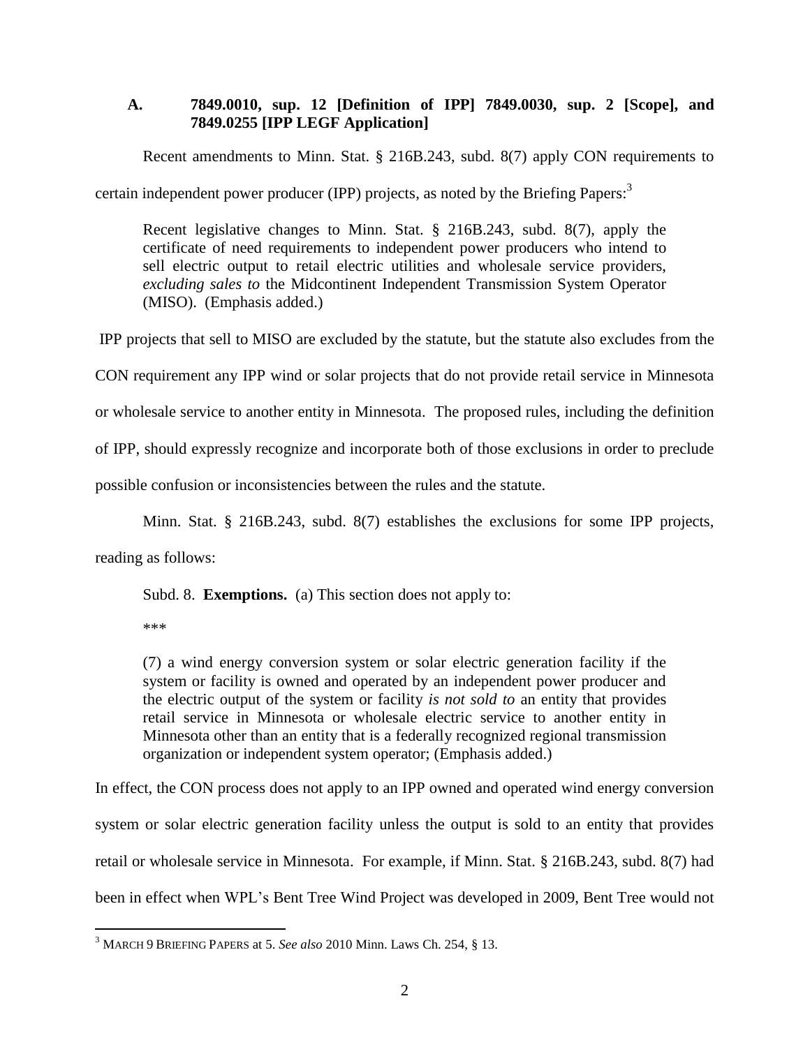### A. 7849.0010, sup. 12 [Definition of IPP] 7849.0030, sup. 2 [Scope], and 7849.0255 [IPP LEGF Application]

Recent amendments to Minn. Stat. § 216B.243, subd. 8(7) apply CON requirements to certain independent power producer (IPP) projects, as noted by the Briefing Papers:[3]

> Recent legislative changes to Minn. Stat. § 216B.243, subd. 8(7), apply the certificate of need requirements to independent power producers who intend to sell electric output to retail electric utilities and wholesale service providers, *excluding sales to* the Midcontinent Independent Transmission System Operator (MISO). (Emphasis added.)

IPP projects that sell to MISO are excluded by the statute, but the statute also excludes from the CON requirement any IPP wind or solar projects that do not provide retail service in Minnesota or wholesale service to another entity in Minnesota. The proposed rules, including the definition of IPP, should expressly recognize and incorporate both of those exclusions in order to preclude possible confusion or inconsistencies between the rules and the statute.

Minn. Stat. § 216B.243, subd. 8(7) establishes the exclusions for some IPP projects, reading as follows:

> Subd. 8. **Exemptions.** (a) This section does not apply to:
>
> \*\*\*
>
> (7) a wind energy conversion system or solar electric generation facility if the system or facility is owned and operated by an independent power producer and the electric output of the system or facility *is not sold to* an entity that provides retail service in Minnesota or wholesale electric service to another entity in Minnesota other than an entity that is a federally recognized regional transmission organization or independent system operator; (Emphasis added.)

In effect, the CON process does not apply to an IPP owned and operated wind energy conversion system or solar electric generation facility unless the output is sold to an entity that provides retail or wholesale service in Minnesota. For example, if Minn. Stat. § 216B.243, subd. 8(7) had been in effect when WPL's Bent Tree Wind Project was developed in 2009, Bent Tree would not

---

[3] MARCH 9 BRIEFING PAPERS at 5. *See also* 2010 Minn. Laws Ch. 254, § 13.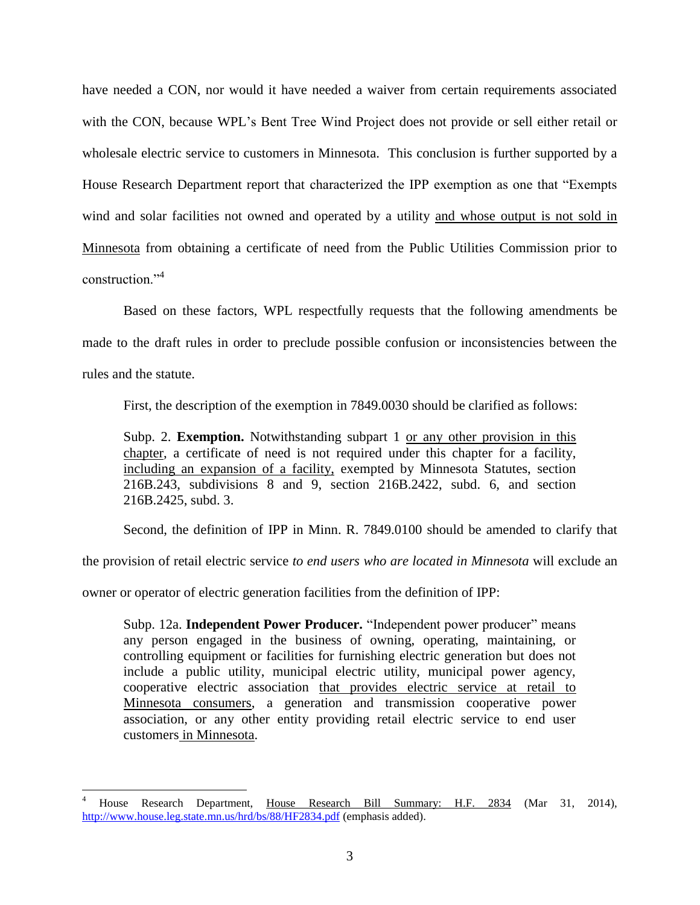have needed a CON, nor would it have needed a waiver from certain requirements associated with the CON, because WPL's Bent Tree Wind Project does not provide or sell either retail or wholesale electric service to customers in Minnesota. This conclusion is further supported by a House Research Department report that characterized the IPP exemption as one that "Exempts wind and solar facilities not owned and operated by a utility <u>and whose output is not sold in Minnesota</u> from obtaining a certificate of need from the Public Utilities Commission prior to construction."[4]

Based on these factors, WPL respectfully requests that the following amendments be made to the draft rules in order to preclude possible confusion or inconsistencies between the rules and the statute.

First, the description of the exemption in 7849.0030 should be clarified as follows:

> Subp. 2. **Exemption.** Notwithstanding subpart 1 <u>or any other provision in this chapter</u>, a certificate of need is not required under this chapter for a facility, <u>including an expansion of a facility,</u> exempted by Minnesota Statutes, section 216B.243, subdivisions 8 and 9, section 216B.2422, subd. 6, and section 216B.2425, subd. 3.

Second, the definition of IPP in Minn. R. 7849.0100 should be amended to clarify that the provision of retail electric service *to end users who are located in Minnesota* will exclude an owner or operator of electric generation facilities from the definition of IPP:

> Subp. 12a. **Independent Power Producer.** "Independent power producer" means any person engaged in the business of owning, operating, maintaining, or controlling equipment or facilities for furnishing electric generation but does not include a public utility, municipal electric utility, municipal power agency, cooperative electric association <u>that provides electric service at retail to Minnesota consumers</u>, a generation and transmission cooperative power association, or any other entity providing retail electric service to end user customers <u>in Minnesota</u>.

---

[4] House Research Department, <u>House Research Bill Summary: H.F. 2834</u> (Mar 31, 2014), http://www.house.leg.state.mn.us/hrd/bs/88/HF2834.pdf (emphasis added).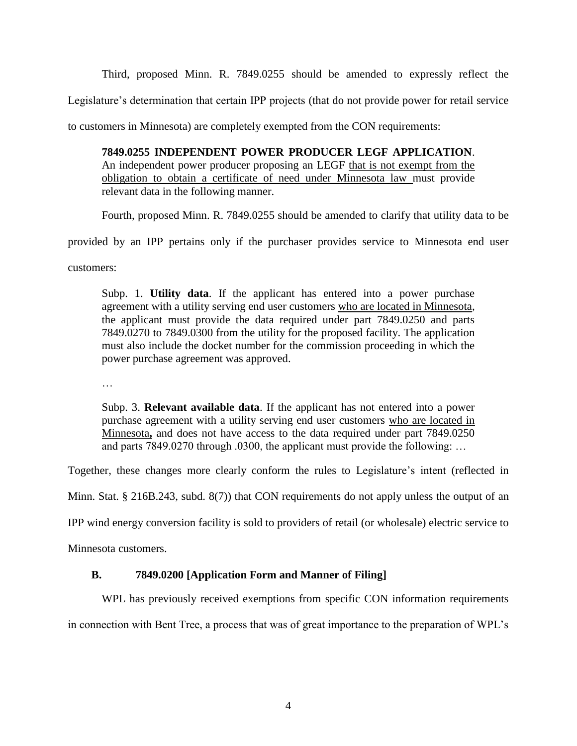Third, proposed Minn. R. 7849.0255 should be amended to expressly reflect the Legislature's determination that certain IPP projects (that do not provide power for retail service to customers in Minnesota) are completely exempted from the CON requirements:

> **7849.0255 INDEPENDENT POWER PRODUCER LEGF APPLICATION**. An independent power producer proposing an LEGF <u>that is not exempt from the obligation to obtain a certificate of need under Minnesota law</u> must provide relevant data in the following manner.

Fourth, proposed Minn. R. 7849.0255 should be amended to clarify that utility data to be provided by an IPP pertains only if the purchaser provides service to Minnesota end user customers:

> Subp. 1. **Utility data**. If the applicant has entered into a power purchase agreement with a utility serving end user customers <u>who are located in Minnesota</u>, the applicant must provide the data required under part 7849.0250 and parts 7849.0270 to 7849.0300 from the utility for the proposed facility. The application must also include the docket number for the commission proceeding in which the power purchase agreement was approved.
>
> …
>
> Subp. 3. **Relevant available data**. If the applicant has not entered into a power purchase agreement with a utility serving end user customers <u>who are located in Minnesota</u>**,** and does not have access to the data required under part 7849.0250 and parts 7849.0270 through .0300, the applicant must provide the following: …

Together, these changes more clearly conform the rules to Legislature's intent (reflected in Minn. Stat. § 216B.243, subd. 8(7)) that CON requirements do not apply unless the output of an IPP wind energy conversion facility is sold to providers of retail (or wholesale) electric service to Minnesota customers.

### B. 7849.0200 [Application Form and Manner of Filing]

WPL has previously received exemptions from specific CON information requirements in connection with Bent Tree, a process that was of great importance to the preparation of WPL's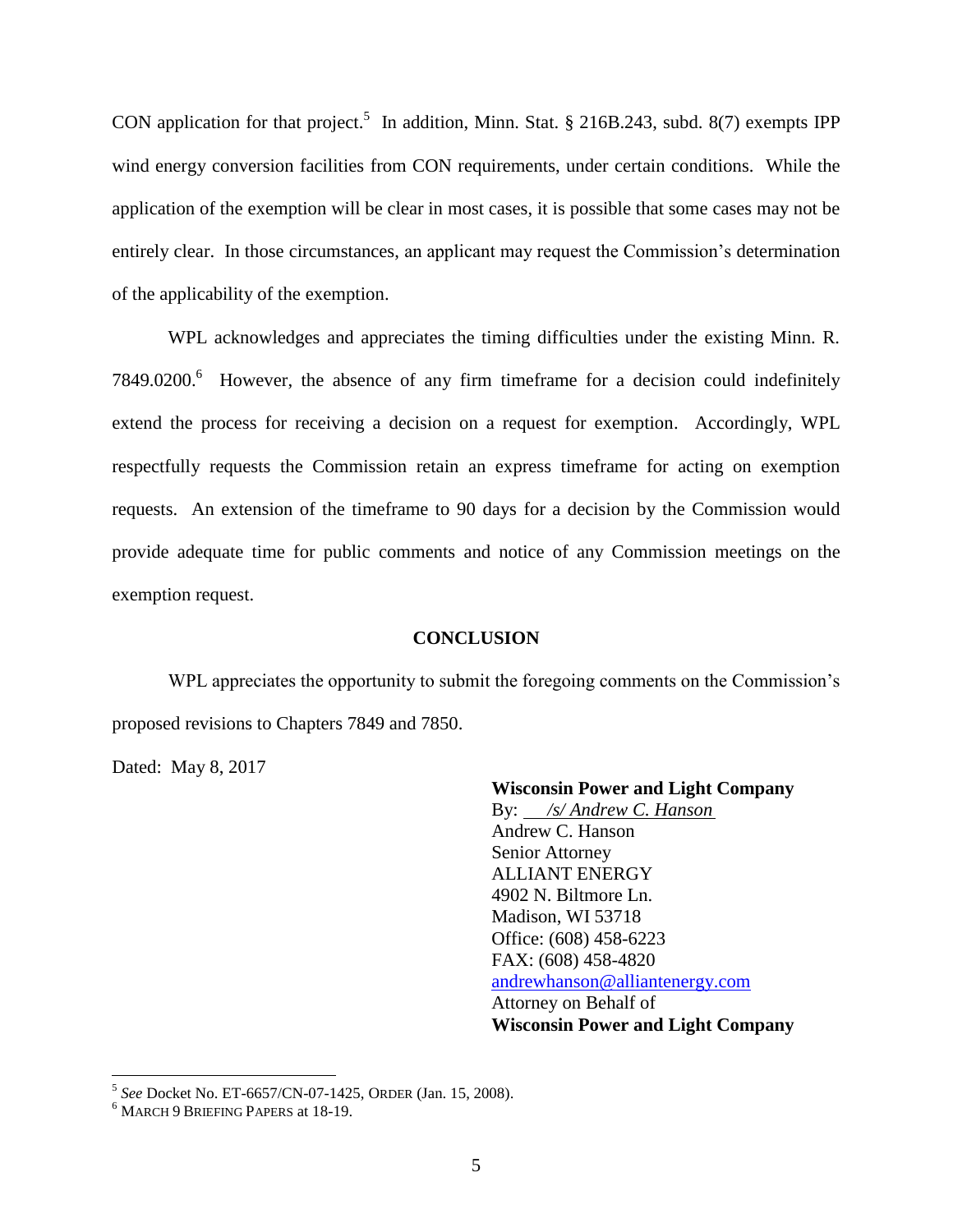CON application for that project.[5] In addition, Minn. Stat. § 216B.243, subd. 8(7) exempts IPP wind energy conversion facilities from CON requirements, under certain conditions. While the application of the exemption will be clear in most cases, it is possible that some cases may not be entirely clear. In those circumstances, an applicant may request the Commission's determination of the applicability of the exemption.

WPL acknowledges and appreciates the timing difficulties under the existing Minn. R. 7849.0200.[6] However, the absence of any firm timeframe for a decision could indefinitely extend the process for receiving a decision on a request for exemption. Accordingly, WPL respectfully requests the Commission retain an express timeframe for acting on exemption requests. An extension of the timeframe to 90 days for a decision by the Commission would provide adequate time for public comments and notice of any Commission meetings on the exemption request.

## CONCLUSION

WPL appreciates the opportunity to submit the foregoing comments on the Commission's proposed revisions to Chapters 7849 and 7850.

Dated: May 8, 2017

**Wisconsin Power and Light Company**
By: *_/s/ Andrew C. Hanson_*
Andrew C. Hanson
Senior Attorney
ALLIANT ENERGY
4902 N. Biltmore Ln.
Madison, WI 53718
Office: (608) 458-6223
FAX: (608) 458-4820
andrewhanson@alliantenergy.com
Attorney on Behalf of
**Wisconsin Power and Light Company**

---

[5] *See* Docket No. ET-6657/CN-07-1425, ORDER (Jan. 15, 2008).

[6] MARCH 9 BRIEFING PAPERS at 18-19.